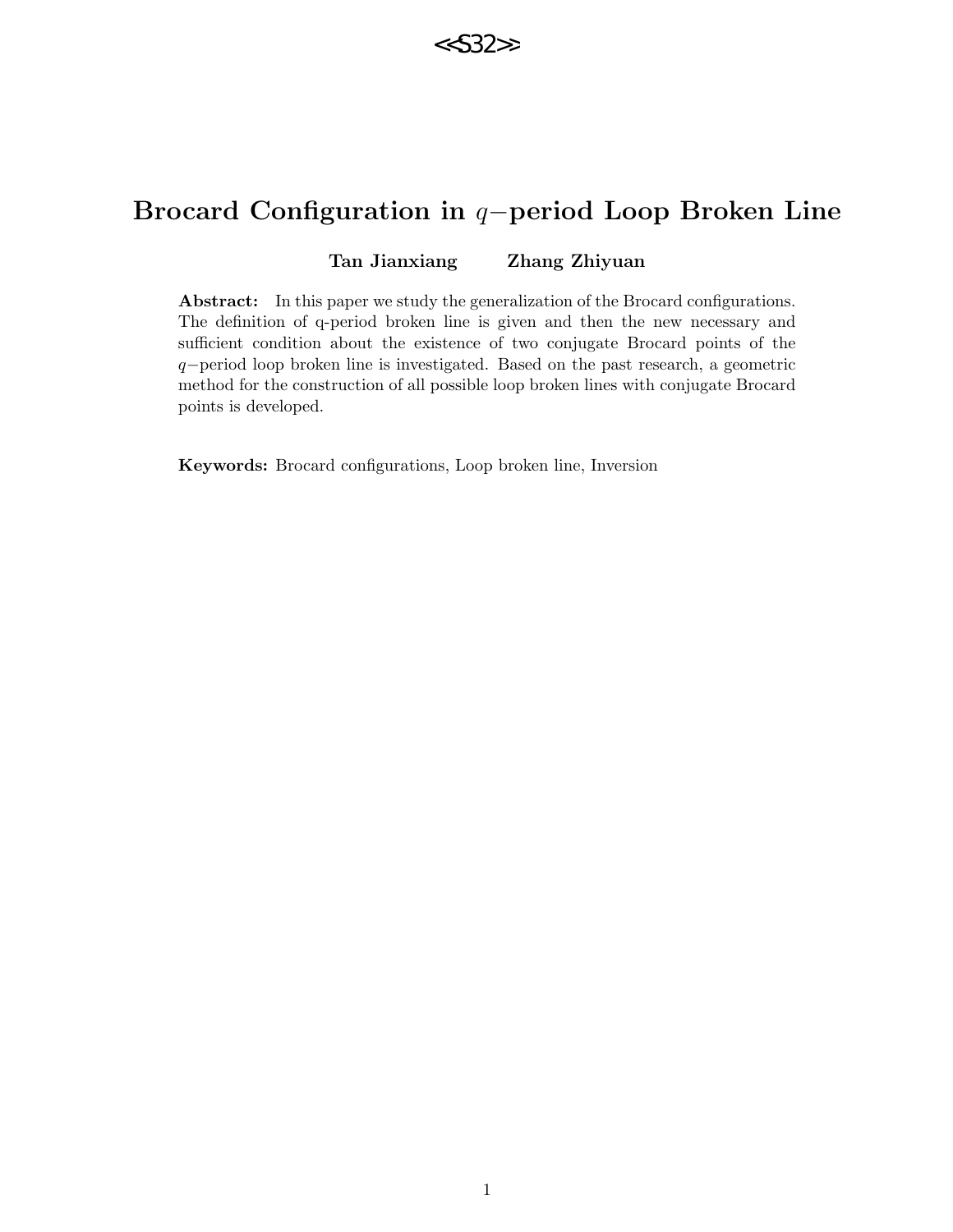<<S32>>

# Brocard Configuration in $q-$period Loop Broken Line

**Tan Jianxiang　　Zhang Zhiyuan**

**Abstract:** In this paper we study the generalization of the Brocard configurations. The definition of q-period broken line is given and then the new necessary and sufficient condition about the existence of two conjugate Brocard points of the $q-$period loop broken line is investigated. Based on the past research, a geometric method for the construction of all possible loop broken lines with conjugate Brocard points is developed.

**Keywords:** Brocard configurations, Loop broken line, Inversion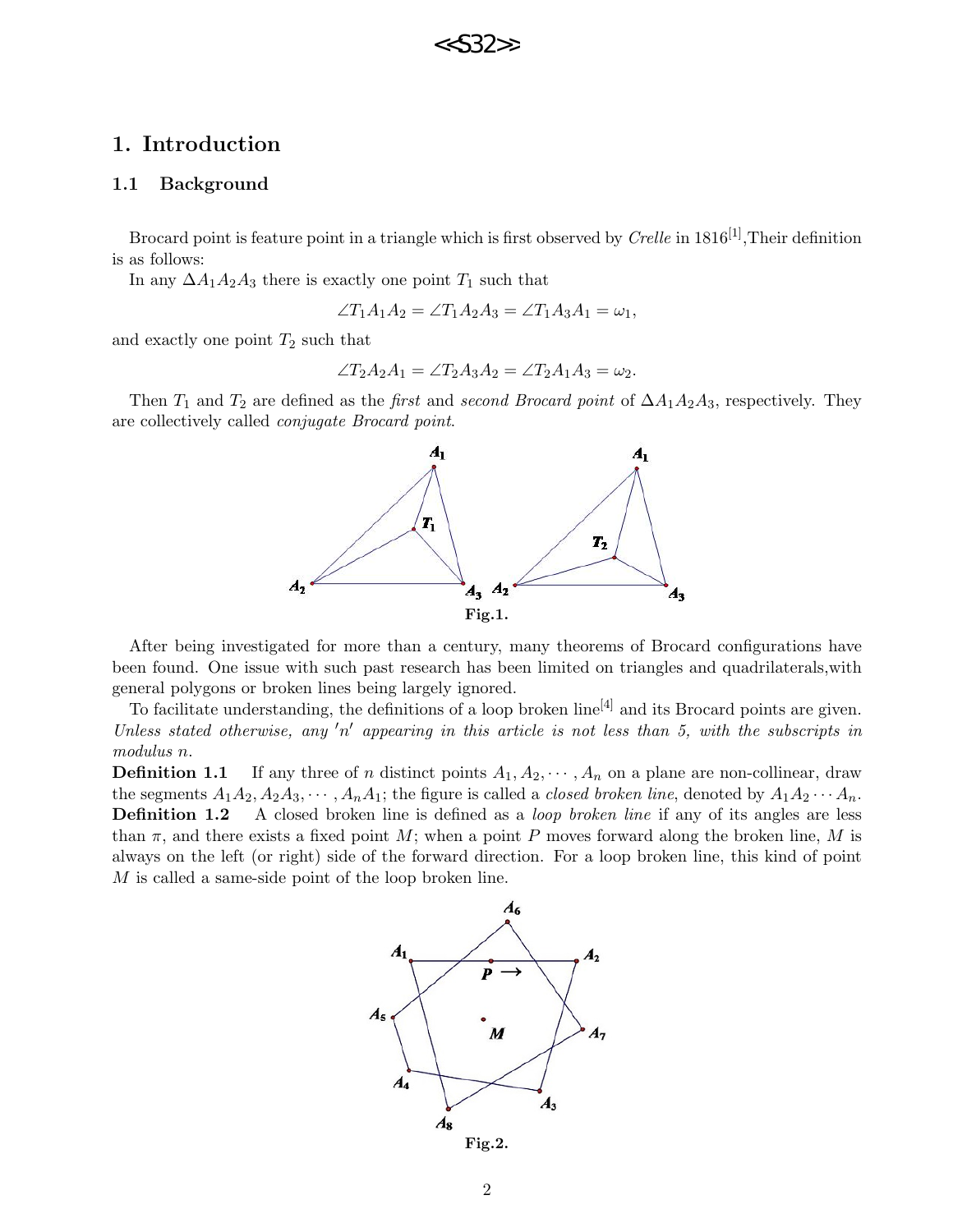## 1. Introduction

### 1.1 Background

Brocard point is feature point in a triangle which is first observed by *Crelle* in 1816[1],Their definition is as follows:

In any $\Delta A_1A_2A_3$ there is exactly one point $T_1$ such that

$$\angle T_1A_1A_2 = \angle T_1A_2A_3 = \angle T_1A_3A_1 = \omega_1,$$

and exactly one point $T_2$ such that

$$\angle T_2A_2A_1 = \angle T_2A_3A_2 = \angle T_2A_1A_3 = \omega_2.$$

Then $T_1$ and $T_2$ are defined as the *first* and *second Brocard point* of $\Delta A_1A_2A_3$, respectively. They are collectively called *conjugate Brocard point*.

**Fig.1.**

After being investigated for more than a century, many theorems of Brocard configurations have been found. One issue with such past research has been limited on triangles and quadrilaterals,with general polygons or broken lines being largely ignored.

To facilitate understanding, the definitions of a loop broken line[4] and its Brocard points are given. *Unless stated otherwise, any $'n'$ appearing in this article is not less than 5, with the subscripts in modulus n.*

**Definition 1.1** If any three of $n$ distinct points $A_1, A_2, \cdots, A_n$ on a plane are non-collinear, draw the segments $A_1A_2, A_2A_3, \cdots, A_nA_1$; the figure is called a *closed broken line*, denoted by $A_1A_2\cdots A_n$.

**Definition 1.2** A closed broken line is defined as a *loop broken line* if any of its angles are less than $\pi$, and there exists a fixed point $M$; when a point $P$ moves forward along the broken line, $M$ is always on the left (or right) side of the forward direction. For a loop broken line, this kind of point $M$ is called a same-side point of the loop broken line.

**Fig.2.**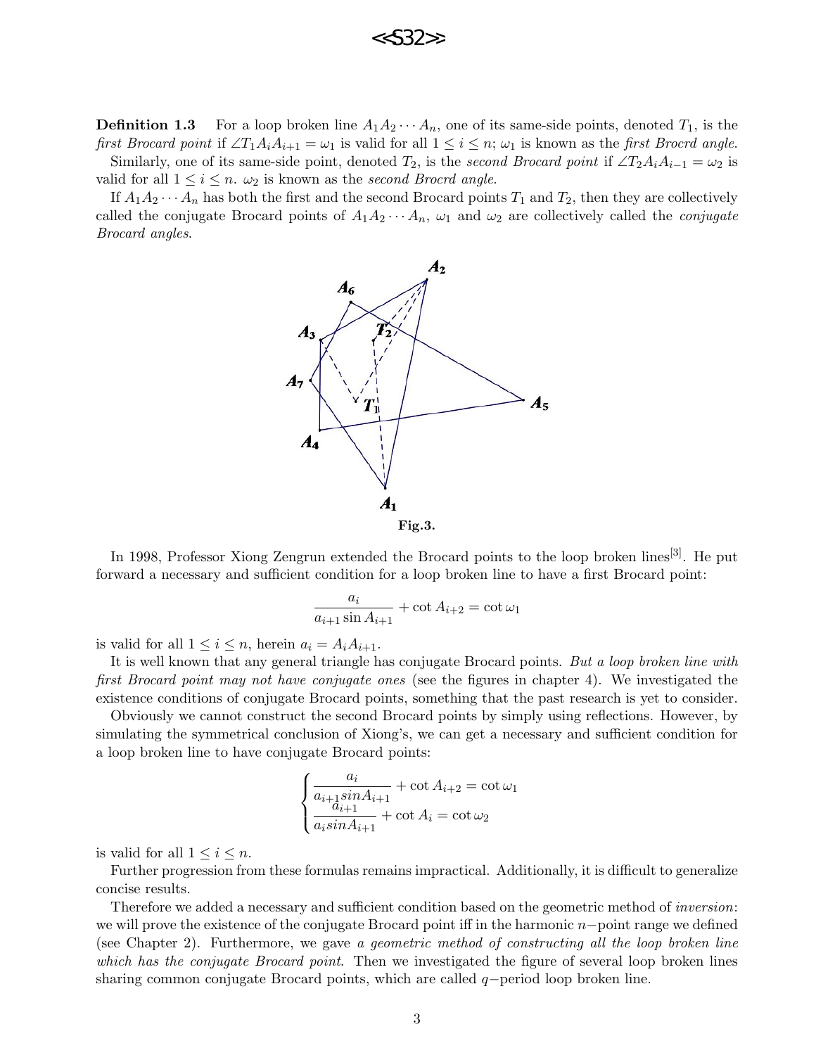**Definition 1.3** For a loop broken line $A_1A_2\cdots A_n$, one of its same-side points, denoted $T_1$, is the *first Brocard point* if $\angle T_1A_iA_{i+1} = \omega_1$ is valid for all $1 \le i \le n$; $\omega_1$ is known as the *first Brocrd angle*.

Similarly, one of its same-side point, denoted $T_2$, is the *second Brocard point* if $\angle T_2A_iA_{i-1} = \omega_2$ is valid for all $1 \le i \le n$. $\omega_2$ is known as the *second Brocrd angle*.

If $A_1A_2\cdots A_n$ has both the first and the second Brocard points $T_1$ and $T_2$, then they are collectively called the conjugate Brocard points of $A_1A_2\cdots A_n$, $\omega_1$ and $\omega_2$ are collectively called the *conjugate Brocard angles*.

**Fig.3.**

In 1998, Professor Xiong Zengrun extended the Brocard points to the loop broken lines[3]. He put forward a necessary and sufficient condition for a loop broken line to have a first Brocard point:

$$\frac{a_i}{a_{i+1}\sin A_{i+1}} + \cot A_{i+2} = \cot \omega_1$$

is valid for all $1 \le i \le n$, herein $a_i = A_iA_{i+1}$.

It is well known that any general triangle has conjugate Brocard points. *But a loop broken line with first Brocard point may not have conjugate ones* (see the figures in chapter 4). We investigated the existence conditions of conjugate Brocard points, something that the past research is yet to consider.

Obviously we cannot construct the second Brocard points by simply using reflections. However, by simulating the symmetrical conclusion of Xiong's, we can get a necessary and sufficient condition for a loop broken line to have conjugate Brocard points:

$$\begin{cases} \dfrac{a_i}{a_{i+1} sin A_{i+1}} + \cot A_{i+2} = \cot \omega_1 \\ \dfrac{a_{i+1}}{a_i sin A_{i+1}} + \cot A_i = \cot \omega_2 \end{cases}$$

is valid for all $1 \le i \le n$.

Further progression from these formulas remains impractical. Additionally, it is difficult to generalize concise results.

Therefore we added a necessary and sufficient condition based on the geometric method of *inversion*: we will prove the existence of the conjugate Brocard point iff in the harmonic $n-$point range we defined (see Chapter 2). Furthermore, we gave *a geometric method of constructing all the loop broken line which has the conjugate Brocard point*. Then we investigated the figure of several loop broken lines sharing common conjugate Brocard points, which are called $q-$period loop broken line.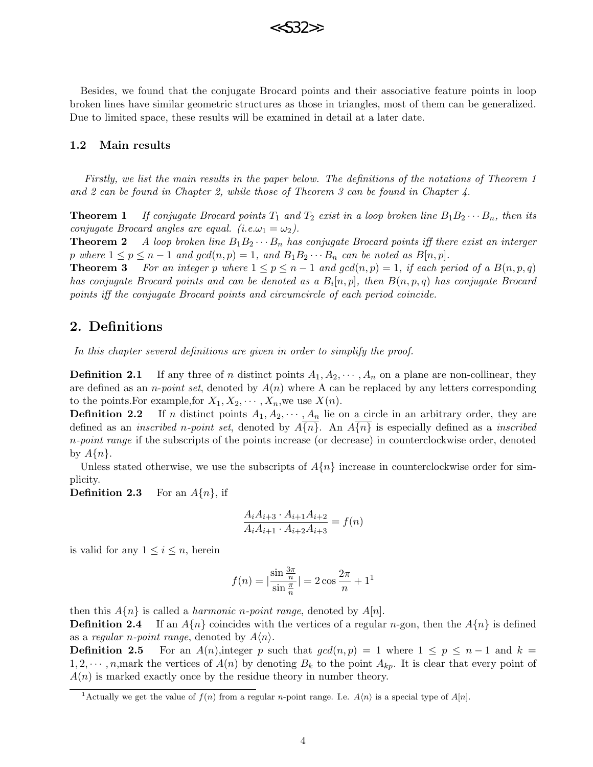Besides, we found that the conjugate Brocard points and their associative feature points in loop broken lines have similar geometric structures as those in triangles, most of them can be generalized. Due to limited space, these results will be examined in detail at a later date.

### 1.2 Main results

*Firstly, we list the main results in the paper below. The definitions of the notations of Theorem 1 and 2 can be found in Chapter 2, while those of Theorem 3 can be found in Chapter 4.*

**Theorem 1** *If conjugate Brocard points $T_1$ and $T_2$ exist in a loop broken line $B_1B_2\cdots B_n$, then its conjugate Brocard angles are equal. (i.e.$\omega_1 = \omega_2$).*

**Theorem 2** *A loop broken line $B_1B_2\cdots B_n$ has conjugate Brocard points iff there exist an interger $p$ where $1 \le p \le n-1$ and $gcd(n,p) = 1$, and $B_1B_2\cdots B_n$ can be noted as $B[n,p]$.*

**Theorem 3** *For an integer $p$ where $1 \le p \le n-1$ and $gcd(n,p) = 1$, if each period of a $B(n,p,q)$ has conjugate Brocard points and can be denoted as a $B_i[n,p]$, then $B(n,p,q)$ has conjugate Brocard points iff the conjugate Brocard points and circumcircle of each period coincide.*

## 2. Definitions

*In this chapter several definitions are given in order to simplify the proof.*

**Definition 2.1** If any three of $n$ distinct points $A_1, A_2, \cdots, A_n$ on a plane are non-collinear, they are defined as an *n-point set*, denoted by $A(n)$ where A can be replaced by any letters corresponding to the points.For example,for $X_1, X_2, \cdots, X_n$,we use $X(n)$.

**Definition 2.2** If $n$ distinct points $A_1, A_2, \cdots, A_n$ lie on a circle in an arbitrary order, they are defined as an *inscribed n-point set*, denoted by $A\overline{\{n\}}$. An $A\overline{\{n\}}$ is especially defined as a *inscribed n-point range* if the subscripts of the points increase (or decrease) in counterclockwise order, denoted by $A\{n\}$.

Unless stated otherwise, we use the subscripts of $A\{n\}$ increase in counterclockwise order for simplicity.

**Definition 2.3** For an $A\{n\}$, if

$$\frac{A_iA_{i+3} \cdot A_{i+1}A_{i+2}}{A_iA_{i+1} \cdot A_{i+2}A_{i+3}} = f(n)$$

is valid for any $1 \le i \le n$, herein

$$f(n) = |\frac{\sin\frac{3\pi}{n}}{\sin\frac{\pi}{n}}| = 2\cos\frac{2\pi}{n} + 1$$ [1]

then this $A\{n\}$ is called a *harmonic n-point range*, denoted by $A[n]$.

**Definition 2.4** If an $A\{n\}$ coincides with the vertices of a regular $n$-gon, then the $A\{n\}$ is defined as a *regular n-point range*, denoted by $A\langle n\rangle$.

**Definition 2.5** For an $A(n)$,integer $p$ such that $gcd(n,p) = 1$ where $1 \le p \le n-1$ and $k = 1, 2, \cdots, n$,mark the vertices of $A(n)$ by denoting $B_k$ to the point $A_{kp}$. It is clear that every point of $A(n)$ is marked exactly once by the residue theory in number theory.

[1] Actually we get the value of $f(n)$ from a regular $n$-point range. I.e. $A\langle n\rangle$ is a special type of $A[n]$.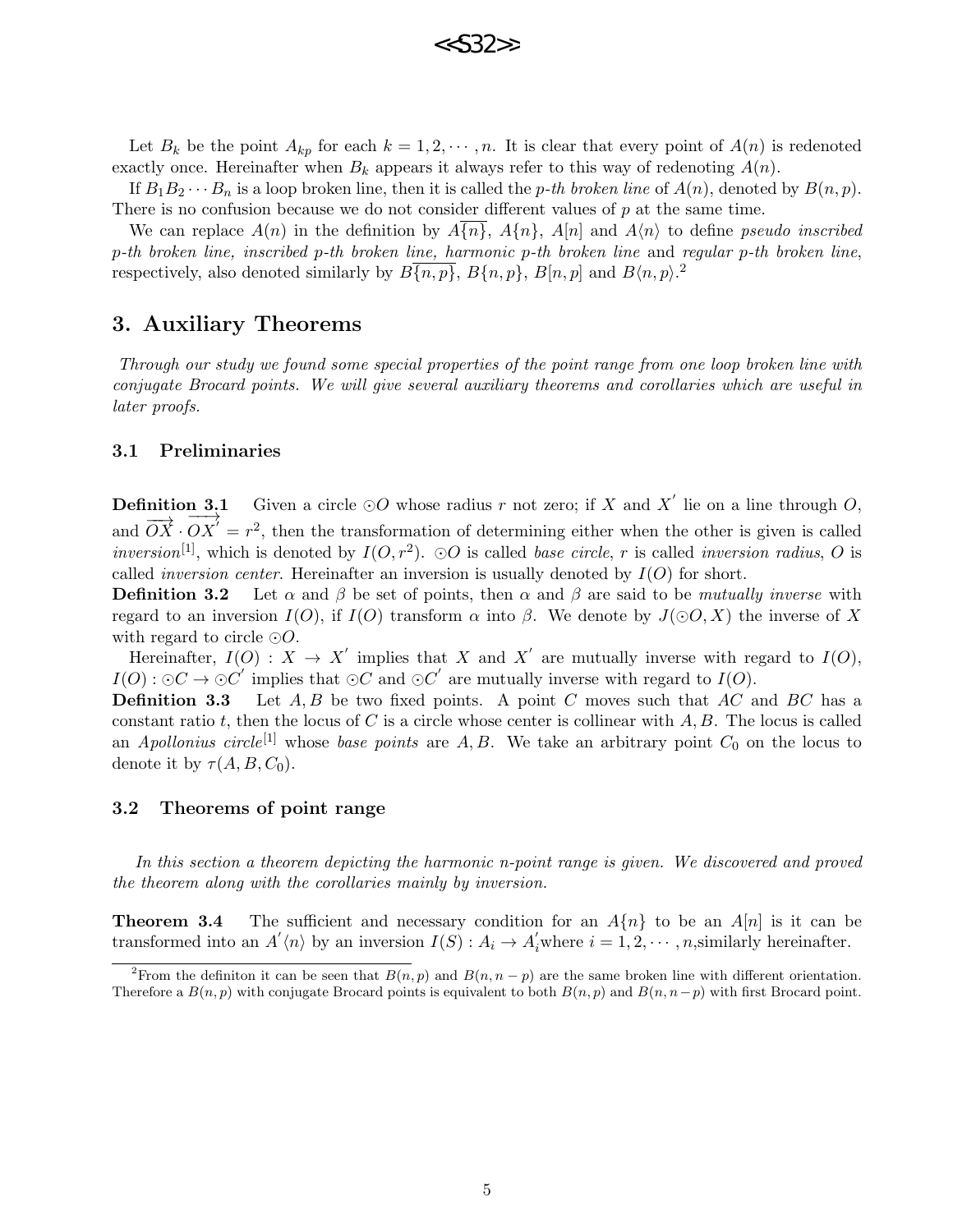Let $B_k$ be the point $A_{kp}$ for each $k = 1, 2, \cdots, n$. It is clear that every point of $A(n)$ is redenoted exactly once. Hereinafter when $B_k$ appears it always refer to this way of redenoting $A(n)$.

If $B_1B_2\cdots B_n$ is a loop broken line, then it is called the *p-th broken line* of $A(n)$, denoted by $B(n,p)$. There is no confusion because we do not consider different values of $p$ at the same time.

We can replace $A(n)$ in the definition by $A\overline{\{n\}}$, $A\{n\}$, $A[n]$ and $A\langle n\rangle$ to define *pseudo inscribed p-th broken line, inscribed p-th broken line, harmonic p-th broken line* and *regular p-th broken line*, respectively, also denoted similarly by $B\overline{\{n,p\}}$, $B\{n,p\}$, $B[n,p]$ and $B\langle n,p\rangle$.[2]

## 3. Auxiliary Theorems

*Through our study we found some special properties of the point range from one loop broken line with conjugate Brocard points. We will give several auxiliary theorems and corollaries which are useful in later proofs.*

### 3.1 Preliminaries

**Definition 3.1** Given a circle $\odot O$ whose radius $r$ not zero; if $X$ and $X'$ lie on a line through $O$, and $\overrightarrow{OX}\cdot\overrightarrow{OX'} = r^2$, then the transformation of determining either when the other is given is called *inversion*[1], which is denoted by $I(O, r^2)$. $\odot O$ is called *base circle*, $r$ is called *inversion radius*, $O$ is called *inversion center*. Hereinafter an inversion is usually denoted by $I(O)$ for short.

**Definition 3.2** Let $\alpha$ and $\beta$ be set of points, then $\alpha$ and $\beta$ are said to be *mutually inverse* with regard to an inversion $I(O)$, if $I(O)$ transform $\alpha$ into $\beta$. We denote by $J(\odot O, X)$ the inverse of $X$ with regard to circle $\odot O$.

Hereinafter, $I(O): X \to X'$ implies that $X$ and $X'$ are mutually inverse with regard to $I(O)$, $I(O): \odot C \to \odot C'$ implies that $\odot C$ and $\odot C'$ are mutually inverse with regard to $I(O)$.

**Definition 3.3** Let $A, B$ be two fixed points. A point $C$ moves such that $AC$ and $BC$ has a constant ratio $t$, then the locus of $C$ is a circle whose center is collinear with $A, B$. The locus is called an *Apollonius circle*[1] whose *base points* are $A, B$. We take an arbitrary point $C_0$ on the locus to denote it by $\tau(A, B, C_0)$.

### 3.2 Theorems of point range

*In this section a theorem depicting the harmonic n-point range is given. We discovered and proved the theorem along with the corollaries mainly by inversion.*

**Theorem 3.4** The sufficient and necessary condition for an $A\{n\}$ to be an $A[n]$ is it can be transformed into an $A'\langle n\rangle$ by an inversion $I(S): A_i \to A_i'$ where $i = 1, 2, \cdots, n$, similarly hereinafter.

---

[2] From the definiton it can be seen that $B(n,p)$ and $B(n,n-p)$ are the same broken line with different orientation. Therefore a $B(n,p)$ with conjugate Brocard points is equivalent to both $B(n,p)$ and $B(n,n-p)$ with first Brocard point.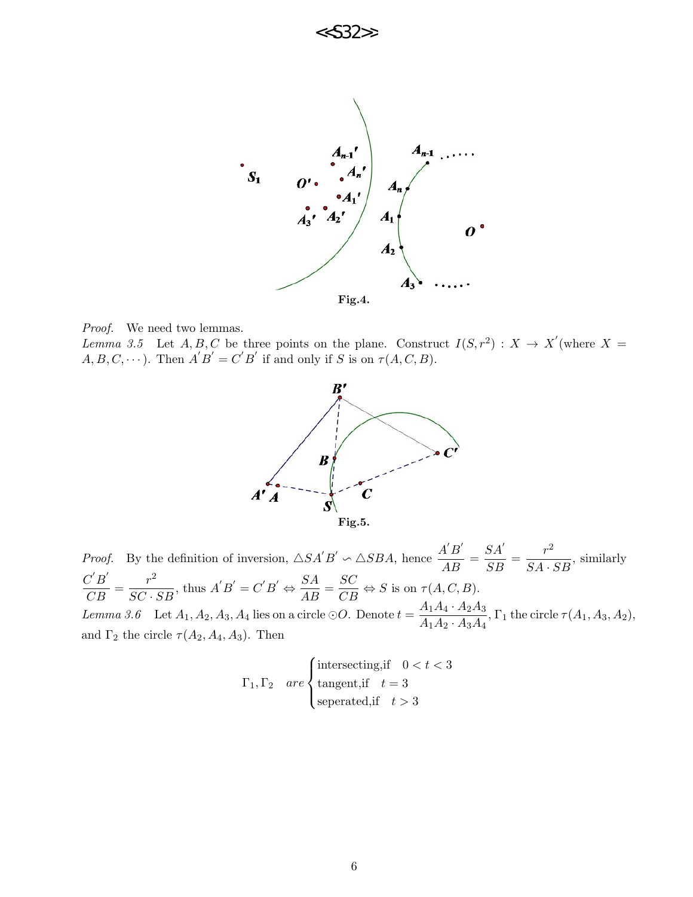Fig.4.

*Proof.* We need two lemmas.

*Lemma 3.5* Let $A, B, C$ be three points on the plane. Construct $I(S, r^2) : X \to X'$(where $X = A, B, C, \cdots$). Then $A'B' = C'B'$ if and only if $S$ is on $\tau(A, C, B)$.

Fig.5.

*Proof.* By the definition of inversion, $\triangle SA'B' \backsim \triangle SBA$, hence $\dfrac{A'B'}{AB} = \dfrac{SA'}{SB} = \dfrac{r^2}{SA \cdot SB}$, similarly $\dfrac{C'B'}{CB} = \dfrac{r^2}{SC \cdot SB}$, thus $A'B' = C'B' \Leftrightarrow \dfrac{SA}{AB} = \dfrac{SC}{CB} \Leftrightarrow S$ is on $\tau(A, C, B)$.

*Lemma 3.6* Let $A_1, A_2, A_3, A_4$ lies on a circle $\odot O$. Denote $t = \dfrac{A_1A_4 \cdot A_2A_3}{A_1A_2 \cdot A_3A_4}$, $\Gamma_1$ the circle $\tau(A_1, A_3, A_2)$, and $\Gamma_2$ the circle $\tau(A_2, A_4, A_3)$. Then

$$\Gamma_1, \Gamma_2 \quad are \begin{cases} \text{intersecting,if} \quad 0 < t < 3 \\ \text{tangent,if} \quad t = 3 \\ \text{seperated,if} \quad t > 3 \end{cases}$$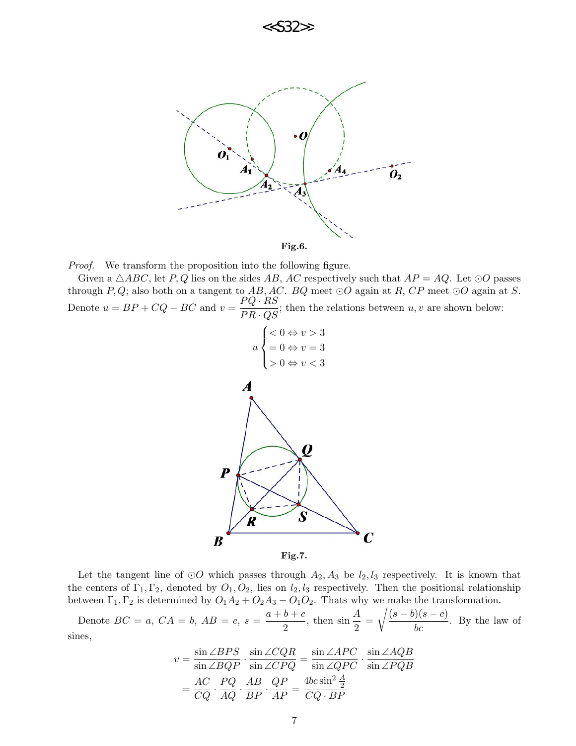Fig.6.

*Proof.* We transform the proposition into the following figure.

Given a $\triangle ABC$, let $P, Q$ lies on the sides $AB, AC$ respectively such that $AP = AQ$. Let $\odot O$ passes through $P, Q$; also both on a tangent to $AB, AC$. $BQ$ meet $\odot O$ again at $R$, $CP$ meet $\odot O$ again at $S$. Denote $u = BP + CQ - BC$ and $v = \dfrac{PQ \cdot RS}{PR \cdot QS}$; then the relations between $u, v$ are shown below:

$$u \begin{cases} < 0 \Leftrightarrow v > 3 \\ = 0 \Leftrightarrow v = 3 \\ > 0 \Leftrightarrow v < 3 \end{cases}$$

Fig.7.

Let the tangent line of $\odot O$ which passes through $A_2, A_3$ be $l_2, l_3$ respectively. It is known that the centers of $\Gamma_1, \Gamma_2$, denoted by $O_1, O_2$, lies on $l_2, l_3$ respectively. Then the positional relationship between $\Gamma_1, \Gamma_2$ is determined by $O_1A_2 + O_2A_3 - O_1O_2$. Thats why we make the transformation.

Denote $BC = a$, $CA = b$, $AB = c$, $s = \dfrac{a+b+c}{2}$, then $\sin \dfrac{A}{2} = \sqrt{\dfrac{(s-b)(s-c)}{bc}}$. By the law of sines,

$$\begin{aligned} v &= \frac{\sin \angle BPS}{\sin \angle BQP} \cdot \frac{\sin \angle CQR}{\sin \angle CPQ} = \frac{\sin \angle APC}{\sin \angle QPC} \cdot \frac{\sin \angle AQB}{\sin \angle PQB} \\ &= \frac{AC}{CQ} \cdot \frac{PQ}{AQ} \cdot \frac{AB}{BP} \cdot \frac{QP}{AP} = \frac{4bc \sin^2 \frac{A}{2}}{CQ \cdot BP} \end{aligned}$$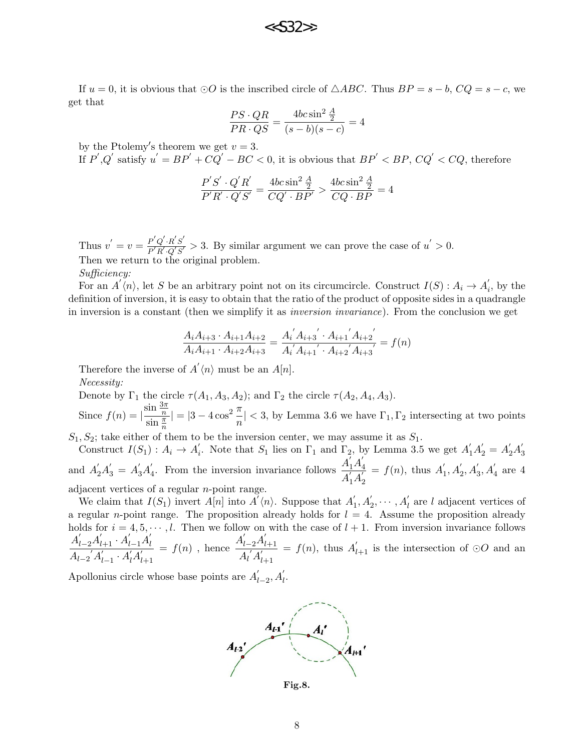If $u = 0$, it is obvious that $\odot O$ is the inscribed circle of $\triangle ABC$. Thus $BP = s - b$, $CQ = s - c$, we get that

$$\frac{PS \cdot QR}{PR \cdot QS} = \frac{4bc\sin^2\frac{A}{2}}{(s-b)(s-c)} = 4$$

by the Ptolemy′s theorem we get $v = 3$.

If $P^{'}, Q^{'}$ satisfy $u^{'} = BP^{'} + CQ^{'} - BC < 0$, it is obvious that $BP^{'} < BP$, $CQ^{'} < CQ$, therefore

$$\frac{P^{'}S^{'} \cdot Q^{'}R^{'}}{P^{'}R^{'} \cdot Q^{'}S^{'}} = \frac{4bc\sin^2\frac{A}{2}}{CQ^{'} \cdot BP^{'}} > \frac{4bc\sin^2\frac{A}{2}}{CQ \cdot BP} = 4$$

Thus $v^{'} = v = \frac{P^{'}Q^{'} \cdot R^{'}S^{'}}{P^{'}R^{'} \cdot Q^{'}S^{'}} > 3$. By similar argument we can prove the case of $u^{'} > 0$.

Then we return to the original problem.

*Sufficiency:*

For an $A^{'}\langle n\rangle$, let $S$ be an arbitrary point not on its circumcircle. Construct $I(S): A_i \to A_i^{'}$, by the definition of inversion, it is easy to obtain that the ratio of the product of opposite sides in a quadrangle in inversion is a constant (then we simplify it as *inversion invariance*). From the conclusion we get

$$\frac{A_iA_{i+3} \cdot A_{i+1}A_{i+2}}{A_iA_{i+1} \cdot A_{i+2}A_{i+3}} = \frac{A_i^{'}A_{i+3}^{'} \cdot A_{i+1}^{'}A_{i+2}^{'}}{A_i^{'}A_{i+1}^{'} \cdot A_{i+2}^{'}A_{i+3}^{'}} = f(n)$$

Therefore the inverse of $A^{'}\langle n\rangle$ must be an $A[n]$.

*Necessity:*

Denote by $\Gamma_1$ the circle $\tau(A_1, A_3, A_2)$; and $\Gamma_2$ the circle $\tau(A_2, A_4, A_3)$.

Since $f(n) = |\frac{\sin\frac{3\pi}{n}}{\sin\frac{\pi}{n}}| = |3 - 4\cos^2\frac{\pi}{n}| < 3$, by Lemma 3.6 we have $\Gamma_1, \Gamma_2$ intersecting at two points $S_1, S_2$; take either of them to be the inversion center, we may assume it as $S_1$.

Construct $I(S_1): A_i \to A_i^{'}$. Note that $S_1$ lies on $\Gamma_1$ and $\Gamma_2$, by Lemma 3.5 we get $A_1^{'}A_2^{'} = A_2^{'}A_3^{'}$ and $A_2^{'}A_3^{'} = A_3^{'}A_4^{'}$. From the inversion invariance follows $\frac{A_1^{'}A_4^{'}}{A_1^{'}A_2^{'}} = f(n)$, thus $A_1^{'}, A_2^{'}, A_3^{'}, A_4^{'}$ are 4 adjacent vertices of a regular $n$-point range.

We claim that $I(S_1)$ invert $A[n]$ into $A^{'}\langle n\rangle$. Suppose that $A_1^{'}, A_2^{'}, \cdots, A_l^{'}$ are $l$ adjacent vertices of a regular $n$-point range. The proposition already holds for $l = 4$. Assume the proposition already holds for $i = 4, 5, \cdots, l$. Then we follow on with the case of $l + 1$. From inversion invariance follows $\frac{A_{l-2}^{'}A_{l+1}^{'} \cdot A_{l-1}^{'}A_l^{'}}{A_{l-2}^{'}A_{l-1}^{'} \cdot A_l^{'}A_{l+1}^{'}} = f(n)$, hence $\frac{A_{l-2}^{'}A_{l+1}^{'}}{A_l^{'}A_{l+1}^{'}} = f(n)$, thus $A_{l+1}^{'}$ is the intersection of $\odot O$ and an Apollonius circle whose base points are $A_{l-2}^{'}, A_l^{'}$.

Fig.8.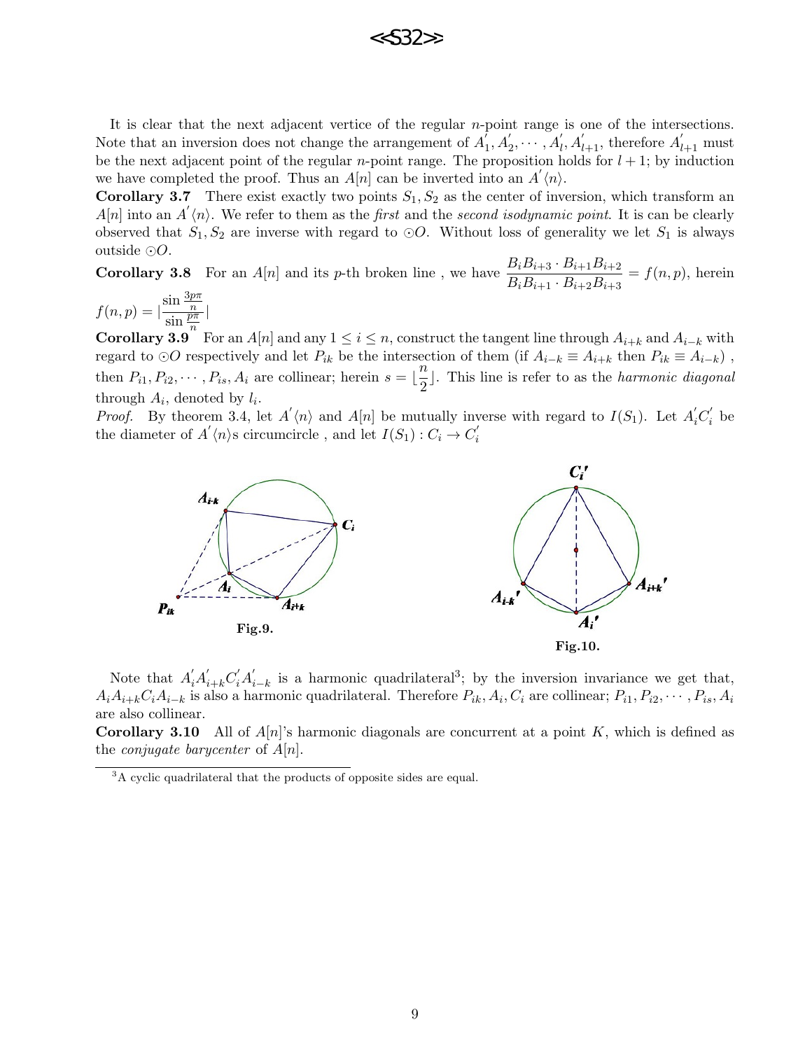It is clear that the next adjacent vertice of the regular $n$-point range is one of the intersections. Note that an inversion does not change the arrangement of $A_1^{'}, A_2^{'}, \cdots, A_l^{'}, A_{l+1}^{'}$, therefore $A_{l+1}^{'}$ must be the next adjacent point of the regular $n$-point range. The proposition holds for $l+1$; by induction we have completed the proof. Thus an $A[n]$ can be inverted into an $A^{'}\langle n\rangle$.

**Corollary 3.7** There exist exactly two points $S_1, S_2$ as the center of inversion, which transform an $A[n]$ into an $A^{'}\langle n\rangle$. We refer to them as the *first* and the *second isodynamic point*. It is can be clearly observed that $S_1, S_2$ are inverse with regard to $\odot O$. Without loss of generality we let $S_1$ is always outside $\odot O$.

**Corollary 3.8** For an $A[n]$ and its $p$-th broken line , we have $\dfrac{B_iB_{i+3} \cdot B_{i+1}B_{i+2}}{B_iB_{i+1} \cdot B_{i+2}B_{i+3}} = f(n,p)$, herein $f(n,p) = |\dfrac{\sin \frac{3p\pi}{n}}{\sin \frac{p\pi}{n}}|$

**Corollary 3.9** For an $A[n]$ and any $1 \le i \le n$, construct the tangent line through $A_{i+k}$ and $A_{i-k}$ with regard to $\odot O$ respectively and let $P_{ik}$ be the intersection of them (if $A_{i-k} \equiv A_{i+k}$ then $P_{ik} \equiv A_{i-k}$) , then $P_{i1}, P_{i2}, \cdots, P_{is}, A_i$ are collinear; herein $s = \lfloor \dfrac{n}{2} \rfloor$. This line is refer to as the *harmonic diagonal* through $A_i$, denoted by $l_i$.

*Proof.* By theorem 3.4, let $A^{'}\langle n\rangle$ and $A[n]$ be mutually inverse with regard to $I(S_1)$. Let $A_i^{'}C_i^{'}$ be the diameter of $A^{'}\langle n\rangle$s circumcircle , and let $I(S_1): C_i \to C_i^{'}$

Fig.9.

Fig.10.

Note that $A_i^{'}A_{i+k}^{'}C_i^{'}A_{i-k}^{'}$ is a harmonic quadrilateral[3]; by the inversion invariance we get that, $A_iA_{i+k}C_iA_{i-k}$ is also a harmonic quadrilateral. Therefore $P_{ik}, A_i, C_i$ are collinear; $P_{i1}, P_{i2}, \cdots, P_{is}, A_i$ are also collinear.

**Corollary 3.10** All of $A[n]$'s harmonic diagonals are concurrent at a point $K$, which is defined as the *conjugate barycenter* of $A[n]$.

[3]A cyclic quadrilateral that the products of opposite sides are equal.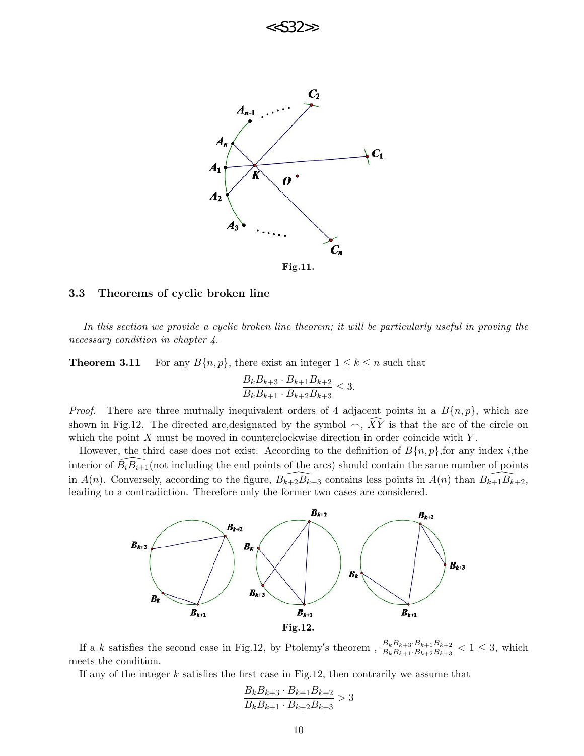Fig.11.

### 3.3 Theorems of cyclic broken line

*In this section we provide a cyclic broken line theorem; it will be particularly useful in proving the necessary condition in chapter 4.*

**Theorem 3.11** For any $B\{n, p\}$, there exist an integer $1 \leq k \leq n$ such that

$$\frac{B_kB_{k+3} \cdot B_{k+1}B_{k+2}}{B_kB_{k+1} \cdot B_{k+2}B_{k+3}} \leq 3.$$

*Proof.* There are three mutually inequivalent orders of 4 adjacent points in a $B\{n, p\}$, which are shown in Fig.12. The directed arc,designated by the symbol $\frown$, $\widehat{XY}$ is that the arc of the circle on which the point $X$ must be moved in counterclockwise direction in order coincide with $Y$.

However, the third case does not exist. According to the definition of $B\{n, p\}$,for any index $i$,the interior of $\widehat{B_iB_{i+1}}$(not including the end points of the arcs) should contain the same number of points in $A(n)$. Conversely, according to the figure, $\widehat{B_{k+2}B_{k+3}}$ contains less points in $A(n)$ than $\widehat{B_{k+1}B_{k+2}}$, leading to a contradiction. Therefore only the former two cases are considered.

Fig.12.

If a $k$ satisfies the second case in Fig.12, by Ptolemy′s theorem , $\frac{B_kB_{k+3} \cdot B_{k+1}B_{k+2}}{B_kB_{k+1} \cdot B_{k+2}B_{k+3}} < 1 \leq 3$, which meets the condition.

If any of the integer $k$ satisfies the first case in Fig.12, then contrarily we assume that

$$\frac{B_kB_{k+3} \cdot B_{k+1}B_{k+2}}{B_kB_{k+1} \cdot B_{k+2}B_{k+3}} > 3$$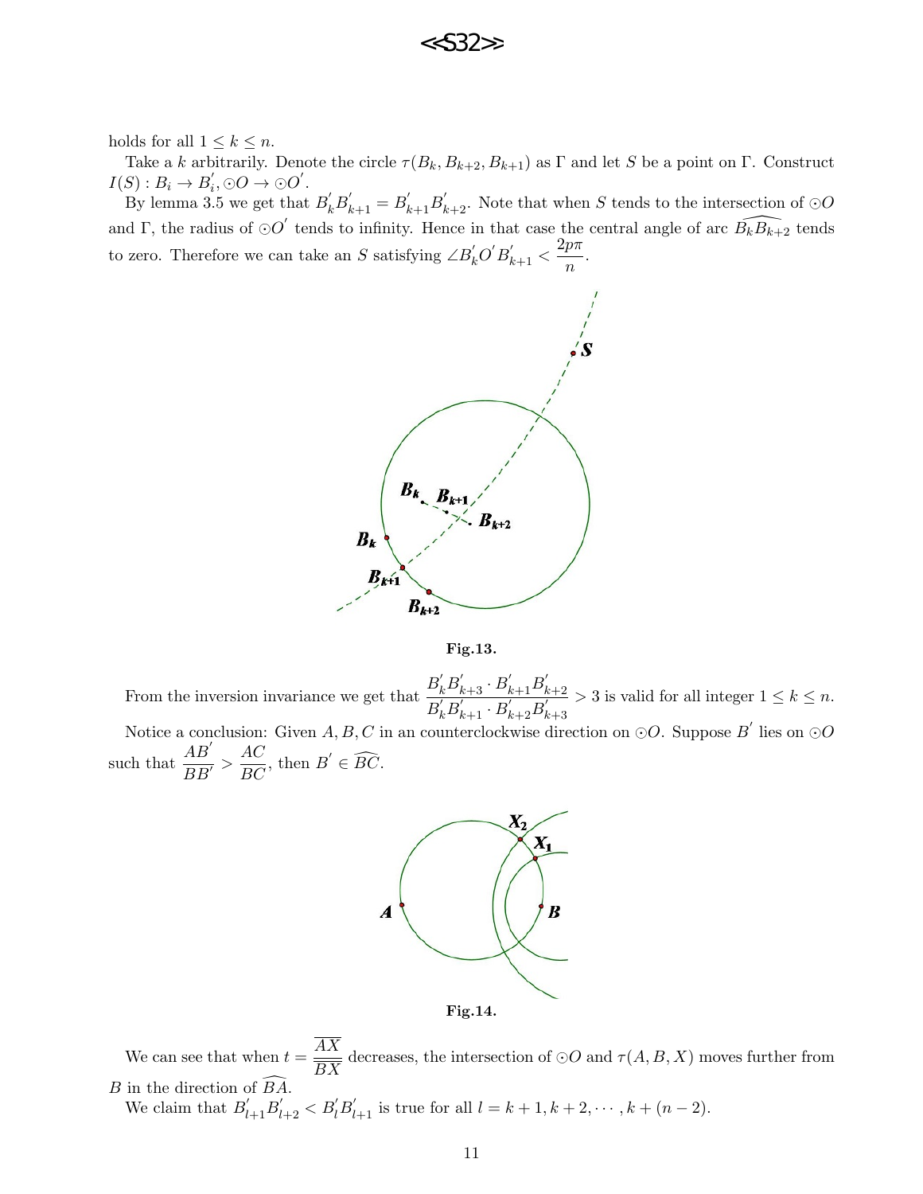holds for all $1 \le k \le n$.

Take a $k$ arbitrarily. Denote the circle $\tau(B_k, B_{k+2}, B_{k+1})$ as $\Gamma$ and let $S$ be a point on $\Gamma$. Construct $I(S) : B_i \to B_i^{'}, \odot O \to \odot O^{'}$.

By lemma 3.5 we get that $B_k^{'}B_{k+1}^{'} = B_{k+1}^{'}B_{k+2}^{'}$. Note that when $S$ tends to the intersection of $\odot O$ and $\Gamma$, the radius of $\odot O^{'}$ tends to infinity. Hence in that case the central angle of arc $\widehat{B_k B_{k+2}}$ tends to zero. Therefore we can take an $S$ satisfying $\angle B_k^{'}O^{'}B_{k+1}^{'} < \dfrac{2p\pi}{n}$.

Fig.13.

From the inversion invariance we get that $\dfrac{B_k^{'}B_{k+3}^{'} \cdot B_{k+1}^{'}B_{k+2}^{'}}{B_k^{'}B_{k+1}^{'} \cdot B_{k+2}^{'}B_{k+3}^{'}} > 3$ is valid for all integer $1 \le k \le n$.

Notice a conclusion: Given $A, B, C$ in an counterclockwise direction on $\odot O$. Suppose $B^{'}$ lies on $\odot O$ such that $\dfrac{AB^{'}}{BB^{'}} > \dfrac{AC}{BC}$, then $B^{'} \in \widehat{BC}$.

Fig.14.

We can see that when $t = \dfrac{\overline{AX}}{\overline{BX}}$ decreases, the intersection of $\odot O$ and $\tau(A, B, X)$ moves further from $B$ in the direction of $\widehat{BA}$.

We claim that $B_{l+1}^{'}B_{l+2}^{'} < B_l^{'}B_{l+1}^{'}$ is true for all $l = k+1, k+2, \cdots, k+(n-2)$.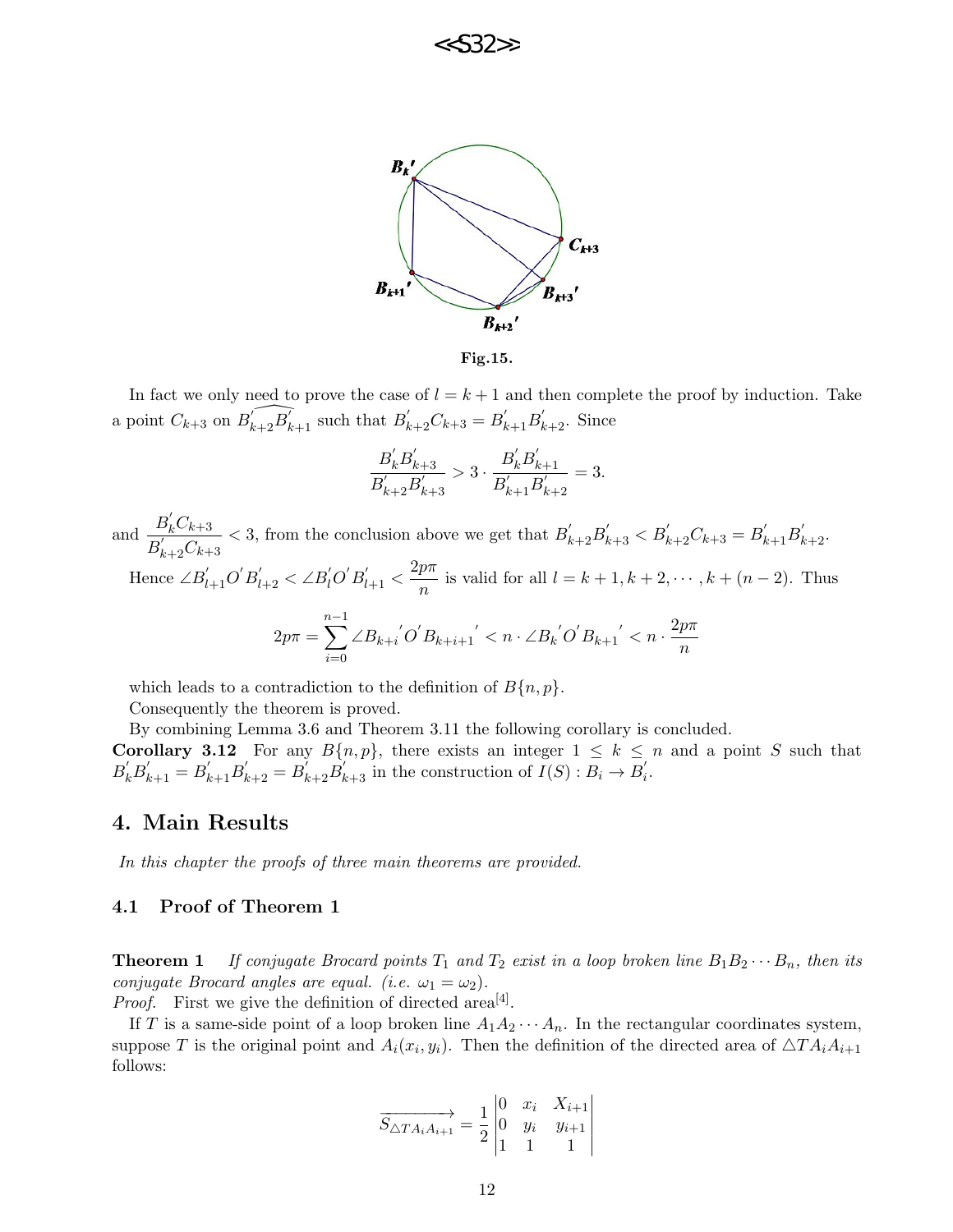Fig.15.

In fact we only need to prove the case of $l = k+1$ and then complete the proof by induction. Take a point $C_{k+3}$ on $\widehat{B'_{k+2}B'_{k+1}}$ such that $B'_{k+2}C_{k+3} = B'_{k+1}B'_{k+2}$. Since

$$\frac{B'_kB'_{k+3}}{B'_{k+2}B'_{k+3}} > 3 \cdot \frac{B'_kB'_{k+1}}{B'_{k+1}B'_{k+2}} = 3.$$

and $\dfrac{B'_kC_{k+3}}{B'_{k+2}C_{k+3}} < 3$, from the conclusion above we get that $B'_{k+2}B'_{k+3} < B'_{k+2}C_{k+3} = B'_{k+1}B'_{k+2}$.

Hence $\angle B'_{l+1}O'B'_{l+2} < \angle B'_lO'B'_{l+1} < \dfrac{2p\pi}{n}$ is valid for all $l = k+1, k+2, \cdots, k+(n-2)$. Thus

$$2p\pi = \sum_{i=0}^{n-1} \angle B_{k+i}{'}O'B_{k+i+1}{'} < n \cdot \angle B_k{'}O'B_{k+1}{'} < n \cdot \frac{2p\pi}{n}$$

which leads to a contradiction to the definition of $B\{n,p\}$.

Consequently the theorem is proved.

By combining Lemma 3.6 and Theorem 3.11 the following corollary is concluded.

**Corollary 3.12** For any $B\{n,p\}$, there exists an integer $1 \le k \le n$ and a point $S$ such that $B'_kB'_{k+1} = B'_{k+1}B'_{k+2} = B'_{k+2}B'_{k+3}$ in the construction of $I(S) : B_i \to B'_i$.

## 4. Main Results

*In this chapter the proofs of three main theorems are provided.*

### 4.1 Proof of Theorem 1

**Theorem 1** *If conjugate Brocard points $T_1$ and $T_2$ exist in a loop broken line $B_1B_2\cdots B_n$, then its conjugate Brocard angles are equal. (i.e. $\omega_1 = \omega_2$).*

*Proof.* First we give the definition of directed area[4].

If $T$ is a same-side point of a loop broken line $A_1A_2\cdots A_n$. In the rectangular coordinates system, suppose $T$ is the original point and $A_i(x_i, y_i)$. Then the definition of the directed area of $\triangle TA_iA_{i+1}$ follows:

$$\overrightarrow{S_{\triangle TA_iA_{i+1}}} = \frac{1}{2}\begin{vmatrix} 0 & x_i & X_{i+1} \\ 0 & y_i & y_{i+1} \\ 1 & 1 & 1 \end{vmatrix}$$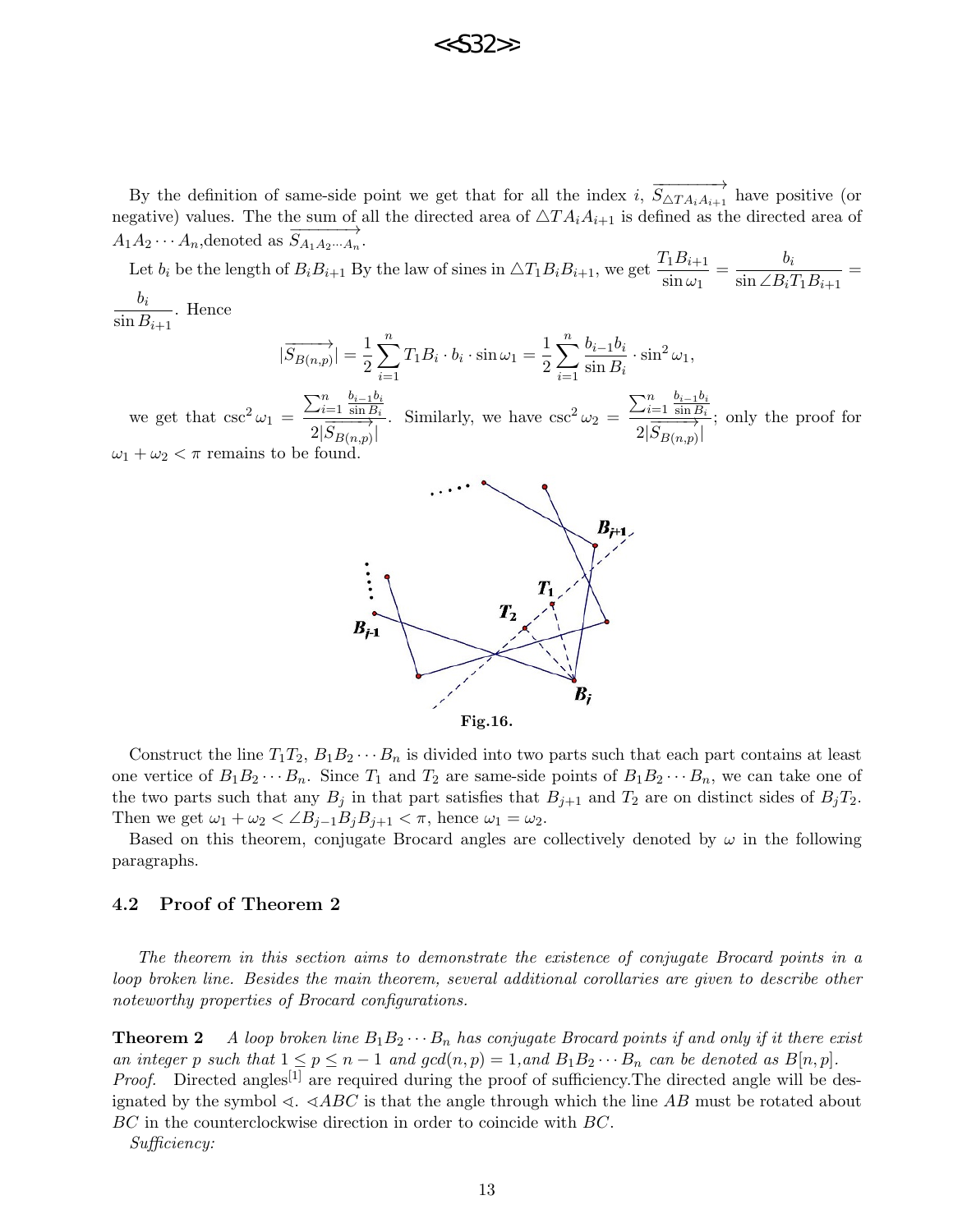By the definition of same-side point we get that for all the index $i$, $\overrightarrow{S_{\triangle TA_iA_{i+1}}}$ have positive (or negative) values. The the sum of all the directed area of $\triangle TA_iA_{i+1}$ is defined as the directed area of $A_1A_2\cdots A_n$,denoted as $\overrightarrow{S_{A_1A_2\cdots A_n}}$.

Let $b_i$ be the length of $B_iB_{i+1}$ By the law of sines in $\triangle T_1B_iB_{i+1}$, we get $\dfrac{T_1B_{i+1}}{\sin\omega_1} = \dfrac{b_i}{\sin\angle B_iT_1B_{i+1}} = \dfrac{b_i}{\sin B_{i+1}}$. Hence

$$|\overrightarrow{S_{B(n,p)}}| = \frac{1}{2}\sum_{i=1}^{n} T_1B_i\cdot b_i\cdot\sin\omega_1 = \frac{1}{2}\sum_{i=1}^{n}\frac{b_{i-1}b_i}{\sin B_i}\cdot\sin^2\omega_1,$$

we get that $\csc^2\omega_1 = \dfrac{\sum_{i=1}^{n}\frac{b_{i-1}b_i}{\sin B_i}}{2|\overrightarrow{S_{B(n,p)}}|}$. Similarly, we have $\csc^2\omega_2 = \dfrac{\sum_{i=1}^{n}\frac{b_{i-1}b_i}{\sin B_i}}{2|\overrightarrow{S_{B(n,p)}}|}$; only the proof for $\omega_1+\omega_2<\pi$ remains to be found.

**Fig.16.**

Construct the line $T_1T_2$, $B_1B_2\cdots B_n$ is divided into two parts such that each part contains at least one vertice of $B_1B_2\cdots B_n$. Since $T_1$ and $T_2$ are same-side points of $B_1B_2\cdots B_n$, we can take one of the two parts such that any $B_j$ in that part satisfies that $B_{j+1}$ and $T_2$ are on distinct sides of $B_jT_2$. Then we get $\omega_1+\omega_2<\angle B_{j-1}B_jB_{j+1}<\pi$, hence $\omega_1=\omega_2$.

Based on this theorem, conjugate Brocard angles are collectively denoted by $\omega$ in the following paragraphs.

## 4.2 Proof of Theorem 2

*The theorem in this section aims to demonstrate the existence of conjugate Brocard points in a loop broken line. Besides the main theorem, several additional corollaries are given to describe other noteworthy properties of Brocard configurations.*

**Theorem 2** *A loop broken line $B_1B_2\cdots B_n$ has conjugate Brocard points if and only if it there exist an integer $p$ such that $1\le p\le n-1$ and $gcd(n,p)=1$,and $B_1B_2\cdots B_n$ can be denoted as $B[n,p]$.*

*Proof.* Directed angles[1] are required during the proof of sufficiency.The directed angle will be designated by the symbol $\sphericalangle$. $\sphericalangle ABC$ is that the angle through which the line $AB$ must be rotated about $BC$ in the counterclockwise direction in order to coincide with $BC$.

*Sufficiency:*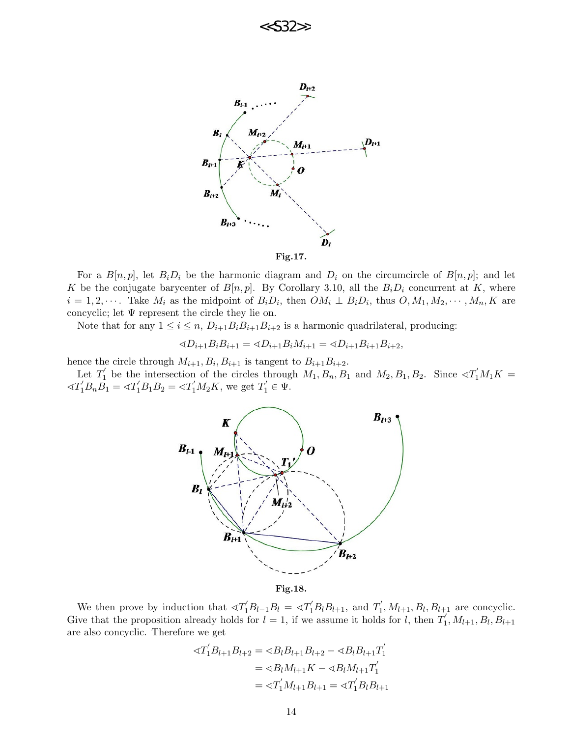Fig.17.

For a $B[n,p]$, let $B_iD_i$ be the harmonic diagram and $D_i$ on the circumcircle of $B[n,p]$; and let $K$ be the conjugate barycenter of $B[n,p]$. By Corollary 3.10, all the $B_iD_i$ concurrent at $K$, where $i = 1, 2, \cdots$. Take $M_i$ as the midpoint of $B_iD_i$, then $OM_i \perp B_iD_i$, thus $O, M_1, M_2, \cdots, M_n, K$ are concyclic; let $\Psi$ represent the circle they lie on.

Note that for any $1 \leq i \leq n$, $D_{i+1}B_iB_{i+1}B_{i+2}$ is a harmonic quadrilateral, producing:

$$\sphericalangle D_{i+1}B_iB_{i+1} = \sphericalangle D_{i+1}B_iM_{i+1} = \sphericalangle D_{i+1}B_{i+1}B_{i+2},$$

hence the circle through $M_{i+1}, B_i, B_{i+1}$ is tangent to $B_{i+1}B_{i+2}$.

Let $T_1^{'}$ be the intersection of the circles through $M_1, B_n, B_1$ and $M_2, B_1, B_2$. Since $\sphericalangle T_1^{'}M_1K = \sphericalangle T_1^{'}B_nB_1 = \sphericalangle T_1^{'}B_1B_2 = \sphericalangle T_1^{'}M_2K$, we get $T_1^{'} \in \Psi$.

Fig.18.

We then prove by induction that $\sphericalangle T_1^{'}B_{l-1}B_l = \sphericalangle T_1^{'}B_lB_{l+1}$, and $T_1^{'}, M_{l+1}, B_l, B_{l+1}$ are concyclic. Give that the proposition already holds for $l = 1$, if we assume it holds for $l$, then $T_1^{'}, M_{l+1}, B_l, B_{l+1}$ are also concyclic. Therefore we get

$$\begin{aligned}
\sphericalangle T_1^{'}B_{l+1}B_{l+2} &= \sphericalangle B_lB_{l+1}B_{l+2} - \sphericalangle B_lB_{l+1}T_1^{'} \\
&= \sphericalangle B_lM_{l+1}K - \sphericalangle B_lM_{l+1}T_1^{'} \\
&= \sphericalangle T_1^{'}M_{l+1}B_{l+1} = \sphericalangle T_1^{'}B_lB_{l+1}
\end{aligned}$$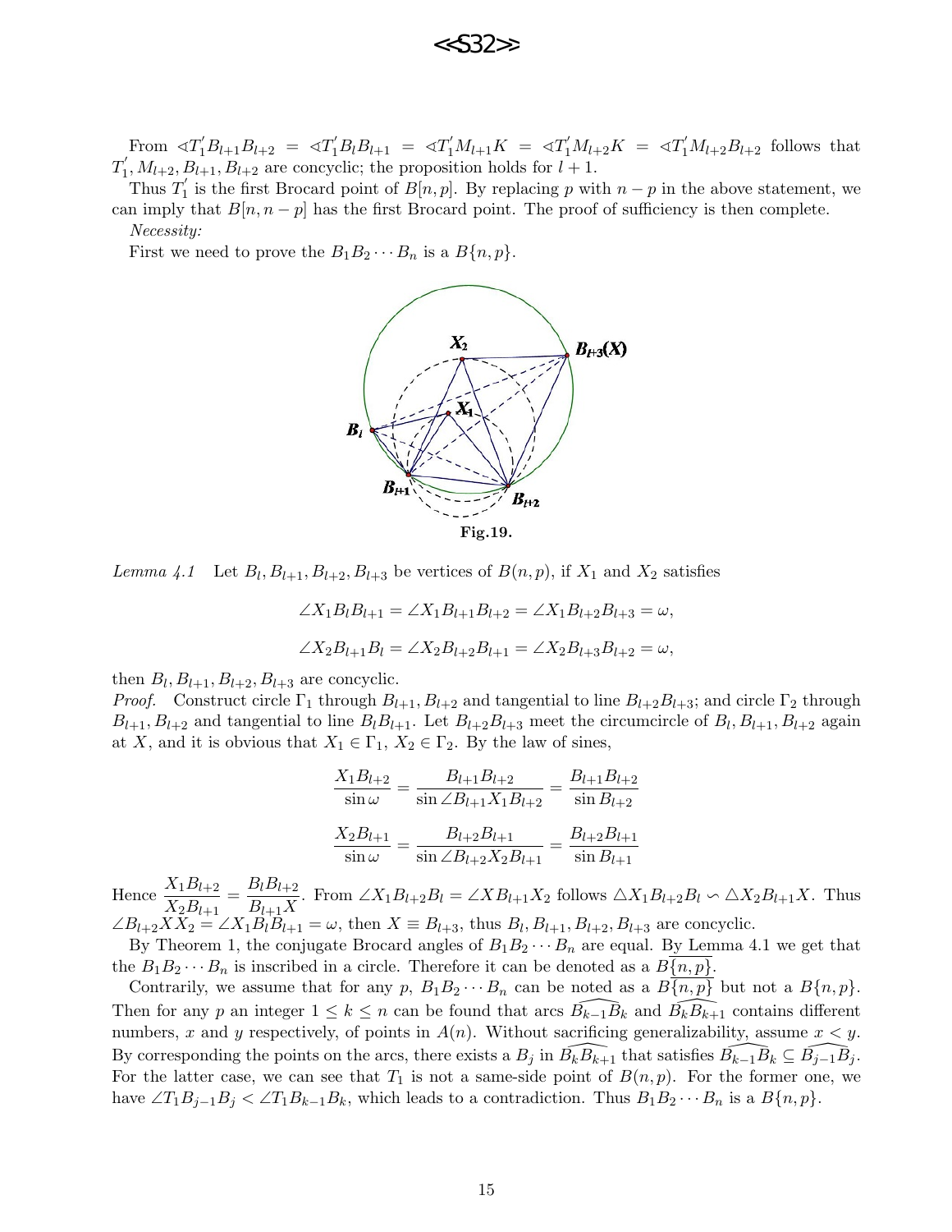From $\sphericalangle T_1^{'}B_{l+1}B_{l+2} = \sphericalangle T_1^{'}B_lB_{l+1} = \sphericalangle T_1^{'}M_{l+1}K = \sphericalangle T_1^{'}M_{l+2}K = \sphericalangle T_1^{'}M_{l+2}B_{l+2}$ follows that $T_1^{'}, M_{l+2}, B_{l+1}, B_{l+2}$ are concyclic; the proposition holds for $l+1$.

Thus $T_1^{'}$ is the first Brocard point of $B[n,p]$. By replacing $p$ with $n-p$ in the above statement, we can imply that $B[n, n-p]$ has the first Brocard point. The proof of sufficiency is then complete.

*Necessity:*

First we need to prove the $B_1B_2\cdots B_n$ is a $B\{n,p\}$.

**Fig.19.**

*Lemma 4.1* Let $B_l, B_{l+1}, B_{l+2}, B_{l+3}$ be vertices of $B(n,p)$, if $X_1$ and $X_2$ satisfies

$$\angle X_1B_lB_{l+1} = \angle X_1B_{l+1}B_{l+2} = \angle X_1B_{l+2}B_{l+3} = \omega,$$

$$\angle X_2B_{l+1}B_l = \angle X_2B_{l+2}B_{l+1} = \angle X_2B_{l+3}B_{l+2} = \omega,$$

then $B_l, B_{l+1}, B_{l+2}, B_{l+3}$ are concyclic.

*Proof.* Construct circle $\Gamma_1$ through $B_{l+1}, B_{l+2}$ and tangential to line $B_{l+2}B_{l+3}$; and circle $\Gamma_2$ through $B_{l+1}, B_{l+2}$ and tangential to line $B_lB_{l+1}$. Let $B_{l+2}B_{l+3}$ meet the circumcircle of $B_l, B_{l+1}, B_{l+2}$ again at $X$, and it is obvious that $X_1 \in \Gamma_1$, $X_2 \in \Gamma_2$. By the law of sines,

$$\frac{X_1B_{l+2}}{\sin\omega} = \frac{B_{l+1}B_{l+2}}{\sin\angle B_{l+1}X_1B_{l+2}} = \frac{B_{l+1}B_{l+2}}{\sin B_{l+2}}$$

$$\frac{X_2B_{l+1}}{\sin\omega} = \frac{B_{l+2}B_{l+1}}{\sin\angle B_{l+2}X_2B_{l+1}} = \frac{B_{l+2}B_{l+1}}{\sin B_{l+1}}$$

Hence $\dfrac{X_1B_{l+2}}{X_2B_{l+1}} = \dfrac{B_lB_{l+2}}{B_{l+1}X}$. From $\angle X_1B_{l+2}B_l = \angle XB_{l+1}X_2$ follows $\triangle X_1B_{l+2}B_l \backsim \triangle X_2B_{l+1}X$. Thus $\angle B_{l+2}XX_2 = \angle X_1B_lB_{l+1} = \omega$, then $X \equiv B_{l+3}$, thus $B_l, B_{l+1}, B_{l+2}, B_{l+3}$ are concyclic.

By Theorem 1, the conjugate Brocard angles of $B_1B_2\cdots B_n$ are equal. By Lemma 4.1 we get that the $B_1B_2\cdots B_n$ is inscribed in a circle. Therefore it can be denoted as a $B\widetilde{\{n,p\}}$.

Contrarily, we assume that for any $p$, $B_1B_2\cdots B_n$ can be noted as a $B\widetilde{\{n,p\}}$ but not a $B\{n,p\}$. Then for any $p$ an integer $1 \le k \le n$ can be found that arcs $\widehat{B_{k-1}B_k}$ and $\widehat{B_kB_{k+1}}$ contains different numbers, $x$ and $y$ respectively, of points in $A(n)$. Without sacrificing generalizability, assume $x < y$. By corresponding the points on the arcs, there exists a $B_j$ in $\widehat{B_kB_{k+1}}$ that satisfies $\widehat{B_{k-1}B_k} \subseteq \widehat{B_{j-1}B_j}$. For the latter case, we can see that $T_1$ is not a same-side point of $B(n,p)$. For the former one, we have $\angle T_1B_{j-1}B_j < \angle T_1B_{k-1}B_k$, which leads to a contradiction. Thus $B_1B_2\cdots B_n$ is a $B\{n,p\}$.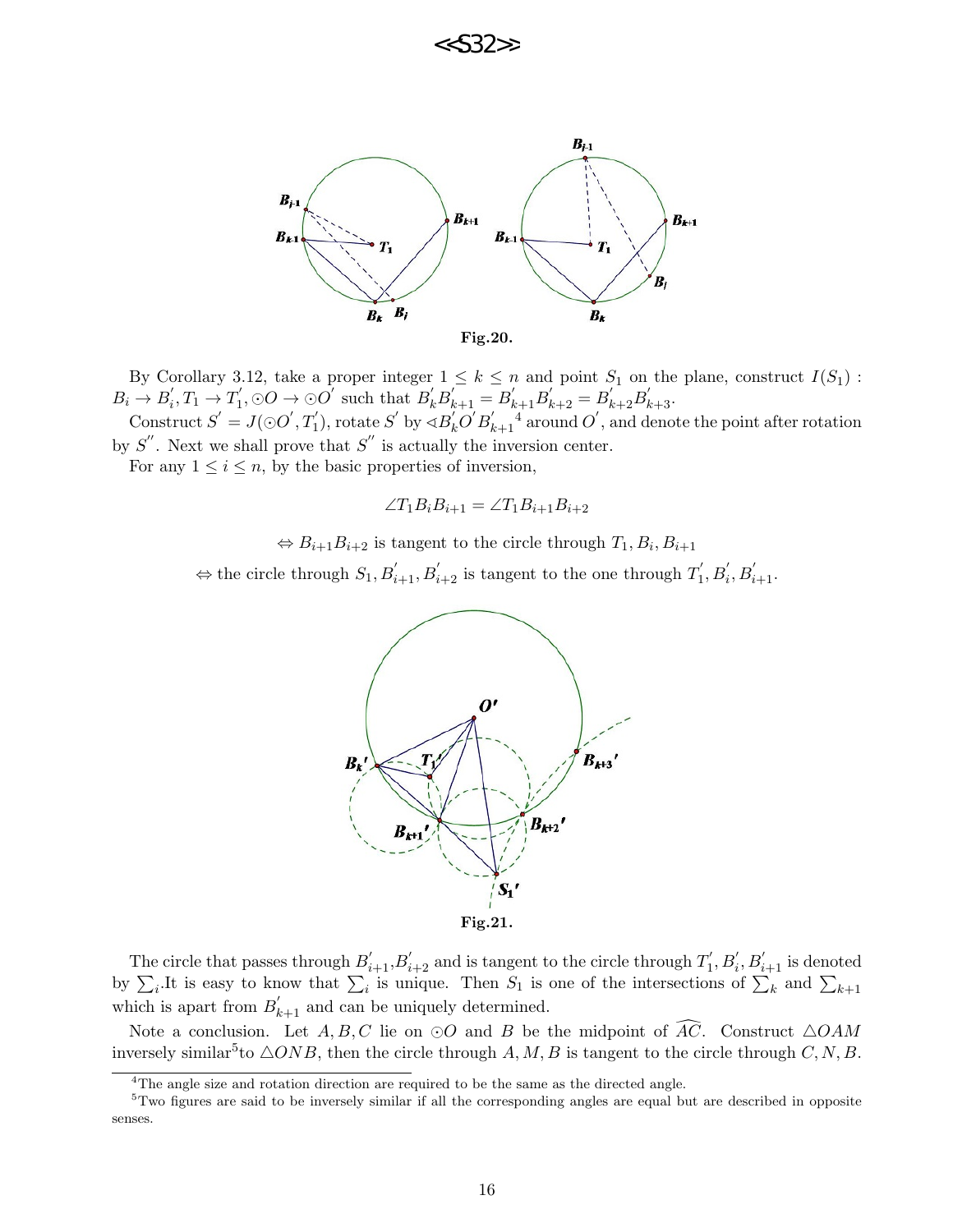Fig.20.

By Corollary 3.12, take a proper integer $1 \le k \le n$ and point $S_1$ on the plane, construct $I(S_1)$ : $B_i \to B_i^{'}, T_1 \to T_1^{'}, \odot O \to \odot O^{'}$ such that $B_k^{'}B_{k+1}^{'} = B_{k+1}^{'}B_{k+2}^{'} = B_{k+2}^{'}B_{k+3}^{'}$.

Construct $S^{'} = J(\odot O^{'}, T_1^{'})$, rotate $S^{'}$ by $\sphericalangle B_k^{'}O^{'}B_{k+1}^{'}$[4] around $O^{'}$, and denote the point after rotation by $S^{''}$. Next we shall prove that $S^{''}$ is actually the inversion center.

For any $1 \le i \le n$, by the basic properties of inversion,

$$\angle T_1 B_i B_{i+1} = \angle T_1 B_{i+1} B_{i+2}$$

$$\Leftrightarrow B_{i+1}B_{i+2} \text{ is tangent to the circle through } T_1, B_i, B_{i+1}$$

$$\Leftrightarrow \text{the circle through } S_1, B_{i+1}^{'}, B_{i+2}^{'} \text{ is tangent to the one through } T_1^{'}, B_i^{'}, B_{i+1}^{'}.$$

Fig.21.

The circle that passes through $B_{i+1}^{'}, B_{i+2}^{'}$ and is tangent to the circle through $T_1^{'}, B_i^{'}, B_{i+1}^{'}$ is denoted by $\sum_i$. It is easy to know that $\sum_i$ is unique. Then $S_1$ is one of the intersections of $\sum_k$ and $\sum_{k+1}$ which is apart from $B_{k+1}^{'}$ and can be uniquely determined.

Note a conclusion. Let $A, B, C$ lie on $\odot O$ and $B$ be the midpoint of $\widehat{AC}$. Construct $\triangle OAM$ inversely similar[5] to $\triangle ONB$, then the circle through $A, M, B$ is tangent to the circle through $C, N, B$.

---

[4] The angle size and rotation direction are required to be the same as the directed angle.

[5] Two figures are said to be inversely similar if all the corresponding angles are equal but are described in opposite senses.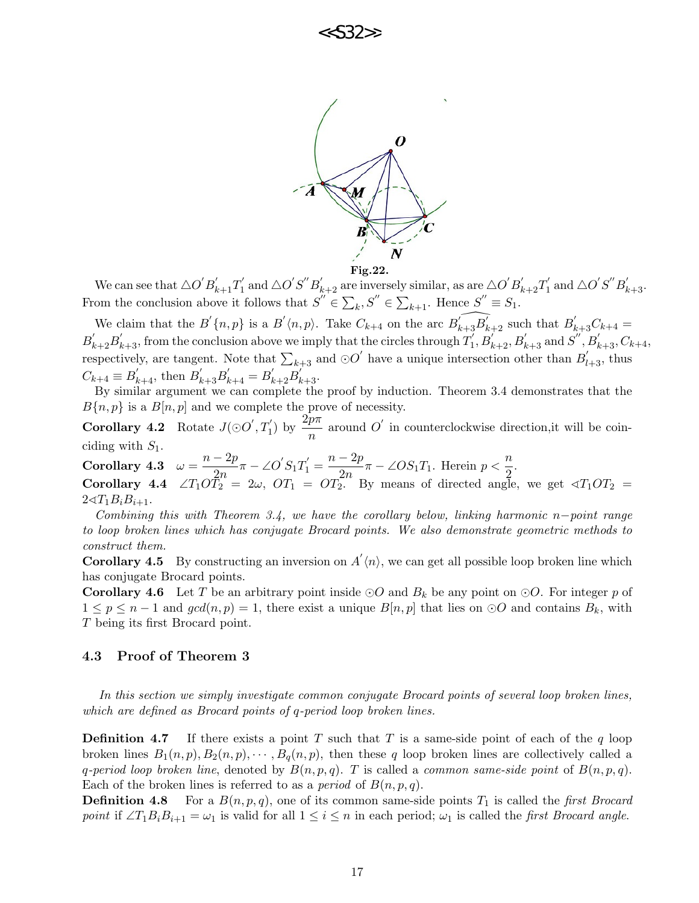Fig.22.

We can see that $\triangle O^{'}B^{'}_{k+1}T^{'}_1$ and $\triangle O^{'}S^{''}B^{'}_{k+2}$ are inversely similar, as are $\triangle O^{'}B^{'}_{k+2}T^{'}_1$ and $\triangle O^{'}S^{''}B^{'}_{k+3}$. From the conclusion above it follows that $S^{''} \in \sum_k, S^{''} \in \sum_{k+1}$. Hence $S^{''} \equiv S_1$.

We claim that the $B^{'}\{n,p\}$ is a $B^{'}\langle n,p\rangle$. Take $C_{k+4}$ on the arc $\widehat{B^{'}_{k+3}B^{'}_{k+2}}$ such that $B^{'}_{k+3}C_{k+4} = B^{'}_{k+2}B^{'}_{k+3}$, from the conclusion above we imply that the circles through $T^{'}_1, B^{'}_{k+2}, B^{'}_{k+3}$ and $S^{''}, B^{'}_{k+3}, C_{k+4}$, respectively, are tangent. Note that $\sum_{k+3}$ and $\odot O^{'}$ have a unique intersection other than $B^{'}_{l+3}$, thus $C_{k+4} \equiv B^{'}_{k+4}$, then $B^{'}_{k+3}B^{'}_{k+4} = B^{'}_{k+2}B^{'}_{k+3}$.

By similar argument we can complete the proof by induction. Theorem 3.4 demonstrates that the $B\{n,p\}$ is a $B[n,p]$ and we complete the prove of necessity.

**Corollary 4.2** Rotate $J(\odot O^{'}, T^{'}_1)$ by $\dfrac{2p\pi}{n}$ around $O^{'}$ in counterclockwise direction,it will be coinciding with $S_1$.

**Corollary 4.3** $\omega = \dfrac{n-2p}{2n}\pi - \angle O^{'}S_1T^{'}_1 = \dfrac{n-2p}{2n}\pi - \angle OS_1T_1$. Herein $p < \dfrac{n}{2}$.

**Corollary 4.4** $\angle T_1OT_2 = 2\omega$, $OT_1 = OT_2$. By means of directed angle, we get $\sphericalangle T_1OT_2 = 2\sphericalangle T_1B_iB_{i+1}$.

*Combining this with Theorem 3.4, we have the corollary below, linking harmonic $n-$point range to loop broken lines which has conjugate Brocard points. We also demonstrate geometric methods to construct them.*

**Corollary 4.5** By constructing an inversion on $A^{'}\langle n\rangle$, we can get all possible loop broken line which has conjugate Brocard points.

**Corollary 4.6** Let $T$ be an arbitrary point inside $\odot O$ and $B_k$ be any point on $\odot O$. For integer $p$ of $1 \le p \le n-1$ and $gcd(n,p) = 1$, there exist a unique $B[n,p]$ that lies on $\odot O$ and contains $B_k$, with $T$ being its first Brocard point.

### 4.3 Proof of Theorem 3

*In this section we simply investigate common conjugate Brocard points of several loop broken lines, which are defined as Brocard points of q-period loop broken lines.*

**Definition 4.7** If there exists a point $T$ such that $T$ is a same-side point of each of the $q$ loop broken lines $B_1(n,p), B_2(n,p), \cdots, B_q(n,p)$, then these $q$ loop broken lines are collectively called a *q-period loop broken line*, denoted by $B(n,p,q)$. $T$ is called a *common same-side point* of $B(n,p,q)$. Each of the broken lines is referred to as a *period* of $B(n,p,q)$.

**Definition 4.8** For a $B(n,p,q)$, one of its common same-side points $T_1$ is called the *first Brocard point* if $\angle T_1B_iB_{i+1} = \omega_1$ is valid for all $1 \le i \le n$ in each period; $\omega_1$ is called the *first Brocard angle.*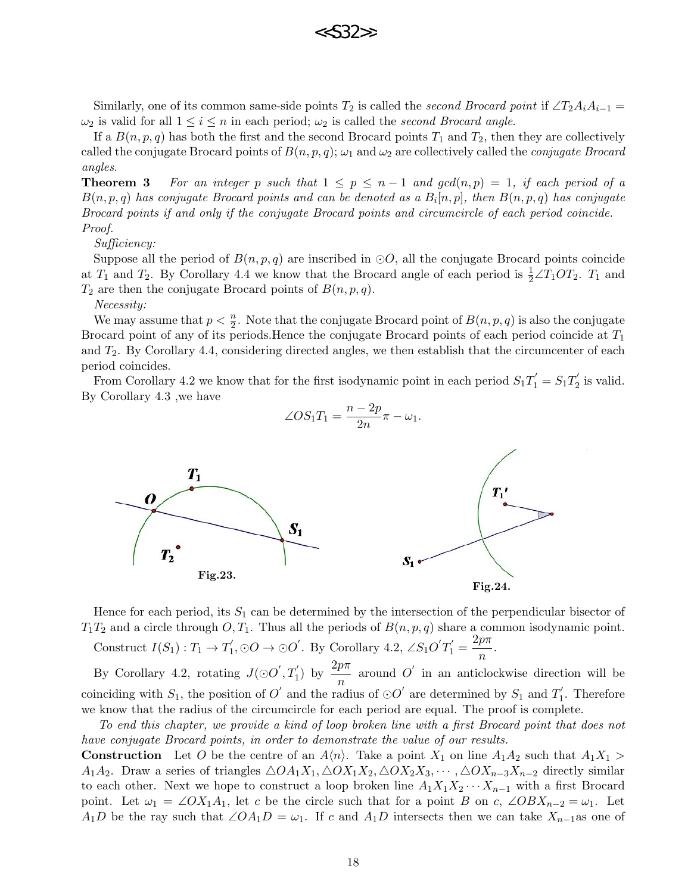Similarly, one of its common same-side points $T_2$ is called the *second Brocard point* if $\angle T_2A_iA_{i-1} = \omega_2$ is valid for all $1 \le i \le n$ in each period; $\omega_2$ is called the *second Brocard angle.*

If a $B(n,p,q)$ has both the first and the second Brocard points $T_1$ and $T_2$, then they are collectively called the conjugate Brocard points of $B(n,p,q)$; $\omega_1$ and $\omega_2$ are collectively called the *conjugate Brocard angles.*

**Theorem 3** *For an integer $p$ such that $1 \le p \le n-1$ and $gcd(n,p) = 1$, if each period of a $B(n,p,q)$ has conjugate Brocard points and can be denoted as a $B_i[n,p]$, then $B(n,p,q)$ has conjugate Brocard points if and only if the conjugate Brocard points and circumcircle of each period coincide.*

*Proof.*

*Sufficiency:*

Suppose all the period of $B(n,p,q)$ are inscribed in $\odot O$, all the conjugate Brocard points coincide at $T_1$ and $T_2$. By Corollary 4.4 we know that the Brocard angle of each period is $\frac{1}{2}\angle T_1OT_2$. $T_1$ and $T_2$ are then the conjugate Brocard points of $B(n,p,q)$.

*Necessity:*

We may assume that $p < \frac{n}{2}$. Note that the conjugate Brocard point of $B(n,p,q)$ is also the conjugate Brocard point of any of its periods.Hence the conjugate Brocard points of each period coincide at $T_1$ and $T_2$. By Corollary 4.4, considering directed angles, we then establish that the circumcenter of each period coincides.

From Corollary 4.2 we know that for the first isodynamic point in each period $S_1T_1' = S_1T_2'$ is valid. By Corollary 4.3 ,we have

$$\angle OS_1T_1 = \frac{n-2p}{2n}\pi - \omega_1.$$

Fig.23.

Fig.24.

Hence for each period, its $S_1$ can be determined by the intersection of the perpendicular bisector of $T_1T_2$ and a circle through $O, T_1$. Thus all the periods of $B(n,p,q)$ share a common isodynamic point.

Construct $I(S_1) : T_1 \to T_1', \odot O \to \odot O'$. By Corollary 4.2, $\angle S_1O'T_1' = \dfrac{2p\pi}{n}$.

By Corollary 4.2, rotating $J(\odot O', T_1')$ by $\dfrac{2p\pi}{n}$ around $O'$ in an anticlockwise direction will be coinciding with $S_1$, the position of $O'$ and the radius of $\odot O'$ are determined by $S_1$ and $T_1'$. Therefore we know that the radius of the circumcircle for each period are equal. The proof is complete.

*To end this chapter, we provide a kind of loop broken line with a first Brocard point that does not have conjugate Brocard points, in order to demonstrate the value of our results.*

**Construction** Let $O$ be the centre of an $A\langle n\rangle$. Take a point $X_1$ on line $A_1A_2$ such that $A_1X_1 > A_1A_2$. Draw a series of triangles $\triangle OA_1X_1, \triangle OX_1X_2, \triangle OX_2X_3, \cdots, \triangle OX_{n-3}X_{n-2}$ directly similar to each other. Next we hope to construct a loop broken line $A_1X_1X_2\cdots X_{n-1}$ with a first Brocard point. Let $\omega_1 = \angle OX_1A_1$, let $c$ be the circle such that for a point $B$ on $c$, $\angle OBX_{n-2} = \omega_1$. Let $A_1D$ be the ray such that $\angle OA_1D = \omega_1$. If $c$ and $A_1D$ intersects then we can take $X_{n-1}$as one of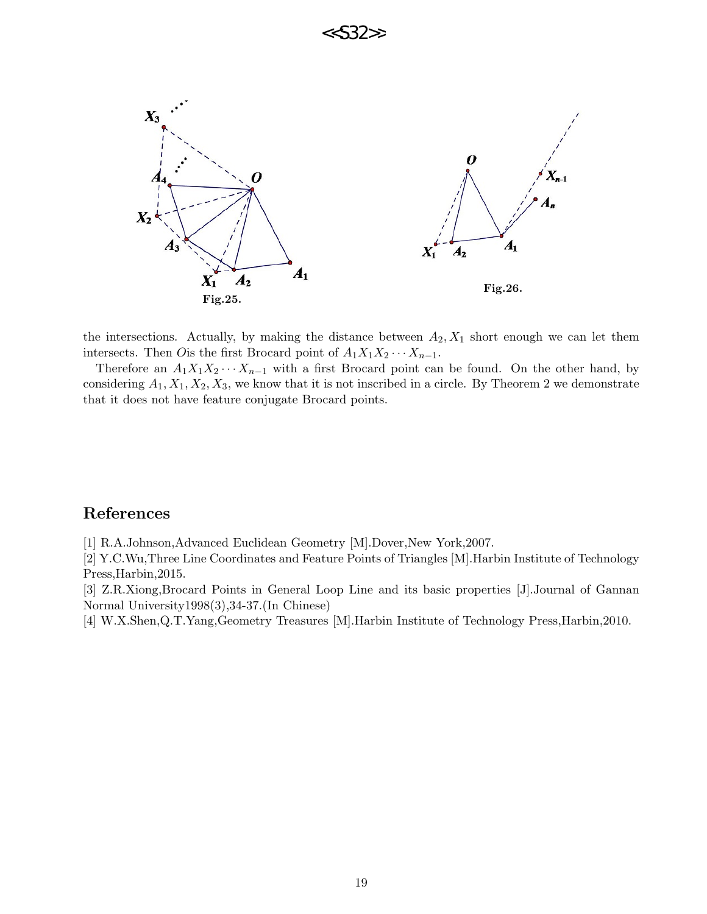Fig.25.

Fig.26.

the intersections. Actually, by making the distance between $A_2, X_1$ short enough we can let them intersects. Then $O$is the first Brocard point of $A_1X_1X_2\cdots X_{n-1}$.

Therefore an $A_1X_1X_2\cdots X_{n-1}$ with a first Brocard point can be found. On the other hand, by considering $A_1, X_1, X_2, X_3$, we know that it is not inscribed in a circle. By Theorem 2 we demonstrate that it does not have feature conjugate Brocard points.

## References

[1] R.A.Johnson,Advanced Euclidean Geometry [M].Dover,New York,2007.

[2] Y.C.Wu,Three Line Coordinates and Feature Points of Triangles [M].Harbin Institute of Technology Press,Harbin,2015.

[3] Z.R.Xiong,Brocard Points in General Loop Line and its basic properties [J].Journal of Gannan Normal University1998(3),34-37.(In Chinese)

[4] W.X.Shen,Q.T.Yang,Geometry Treasures [M].Harbin Institute of Technology Press,Harbin,2010.